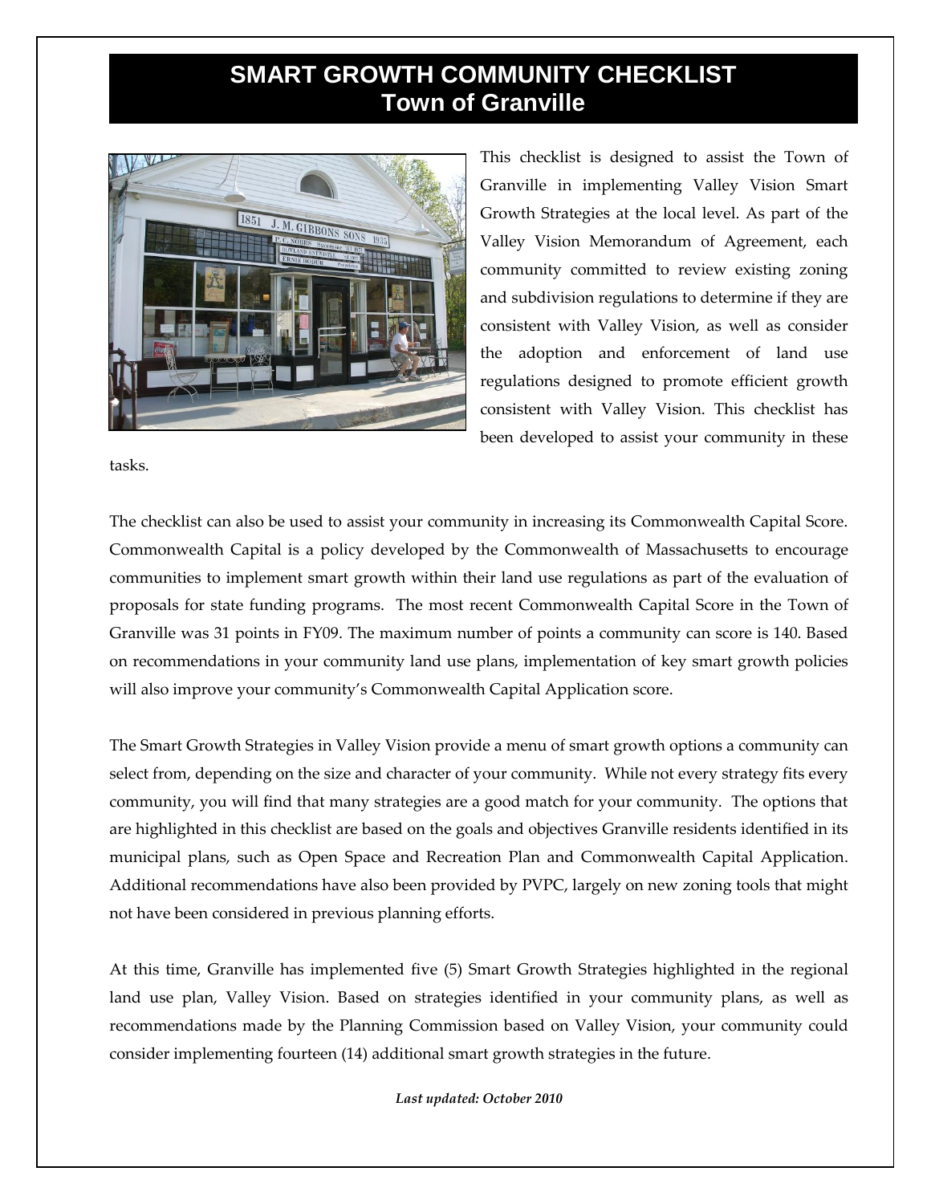# SMART GROWTH COMMUNITY CHECKLIST
## Town of Granville

This checklist is designed to assist the Town of Granville in implementing Valley Vision Smart Growth Strategies at the local level. As part of the Valley Vision Memorandum of Agreement, each community committed to review existing zoning and subdivision regulations to determine if they are consistent with Valley Vision, as well as consider the adoption and enforcement of land use regulations designed to promote efficient growth consistent with Valley Vision. This checklist has been developed to assist your community in these tasks.

The checklist can also be used to assist your community in increasing its Commonwealth Capital Score. Commonwealth Capital is a policy developed by the Commonwealth of Massachusetts to encourage communities to implement smart growth within their land use regulations as part of the evaluation of proposals for state funding programs. The most recent Commonwealth Capital Score in the Town of Granville was 31 points in FY09. The maximum number of points a community can score is 140. Based on recommendations in your community land use plans, implementation of key smart growth policies will also improve your community's Commonwealth Capital Application score.

The Smart Growth Strategies in Valley Vision provide a menu of smart growth options a community can select from, depending on the size and character of your community. While not every strategy fits every community, you will find that many strategies are a good match for your community. The options that are highlighted in this checklist are based on the goals and objectives Granville residents identified in its municipal plans, such as Open Space and Recreation Plan and Commonwealth Capital Application. Additional recommendations have also been provided by PVPC, largely on new zoning tools that might not have been considered in previous planning efforts.

At this time, Granville has implemented five (5) Smart Growth Strategies highlighted in the regional land use plan, Valley Vision. Based on strategies identified in your community plans, as well as recommendations made by the Planning Commission based on Valley Vision, your community could consider implementing fourteen (14) additional smart growth strategies in the future.

***Last updated: October 2010***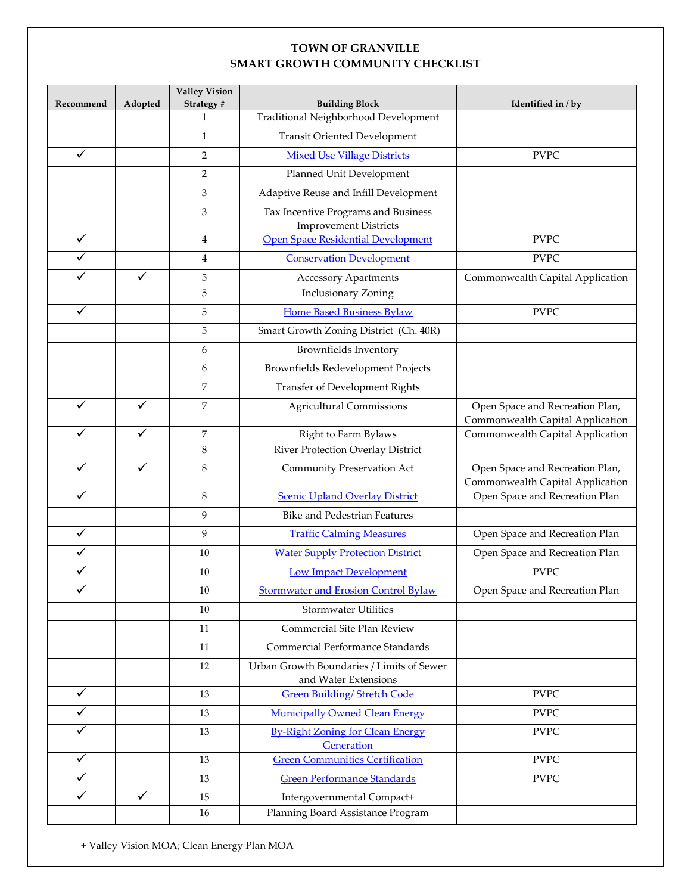# TOWN OF GRANVILLE
## SMART GROWTH COMMUNITY CHECKLIST

| Recommend | Adopted | Valley Vision Strategy # | Building Block | Identified in / by |
|---|---|---|---|---|
| | | 1 | Traditional Neighborhood Development | |
| | | 1 | Transit Oriented Development | |
| ✓ | | 2 | Mixed Use Village Districts | PVPC |
| | | 2 | Planned Unit Development | |
| | | 3 | Adaptive Reuse and Infill Development | |
| | | 3 | Tax Incentive Programs and Business Improvement Districts | |
| ✓ | | 4 | Open Space Residential Development | PVPC |
| ✓ | | 4 | Conservation Development | PVPC |
| ✓ | ✓ | 5 | Accessory Apartments | Commonwealth Capital Application |
| | | 5 | Inclusionary Zoning | |
| ✓ | | 5 | Home Based Business Bylaw | PVPC |
| | | 5 | Smart Growth Zoning District (Ch. 40R) | |
| | | 6 | Brownfields Inventory | |
| | | 6 | Brownfields Redevelopment Projects | |
| | | 7 | Transfer of Development Rights | |
| ✓ | ✓ | 7 | Agricultural Commissions | Open Space and Recreation Plan, Commonwealth Capital Application |
| ✓ | ✓ | 7 | Right to Farm Bylaws | Commonwealth Capital Application |
| | | 8 | River Protection Overlay District | |
| ✓ | ✓ | 8 | Community Preservation Act | Open Space and Recreation Plan, Commonwealth Capital Application |
| ✓ | | 8 | Scenic Upland Overlay District | Open Space and Recreation Plan |
| | | 9 | Bike and Pedestrian Features | |
| ✓ | | 9 | Traffic Calming Measures | Open Space and Recreation Plan |
| ✓ | | 10 | Water Supply Protection District | Open Space and Recreation Plan |
| ✓ | | 10 | Low Impact Development | PVPC |
| ✓ | | 10 | Stormwater and Erosion Control Bylaw | Open Space and Recreation Plan |
| | | 10 | Stormwater Utilities | |
| | | 11 | Commercial Site Plan Review | |
| | | 11 | Commercial Performance Standards | |
| | | 12 | Urban Growth Boundaries / Limits of Sewer and Water Extensions | |
| ✓ | | 13 | Green Building/ Stretch Code | PVPC |
| ✓ | | 13 | Municipally Owned Clean Energy | PVPC |
| ✓ | | 13 | By-Right Zoning for Clean Energy Generation | PVPC |
| ✓ | | 13 | Green Communities Certification | PVPC |
| ✓ | | 13 | Green Performance Standards | PVPC |
| ✓ | ✓ | 15 | Intergovernmental Compact+ | |
| | | 16 | Planning Board Assistance Program | |

+ Valley Vision MOA; Clean Energy Plan MOA